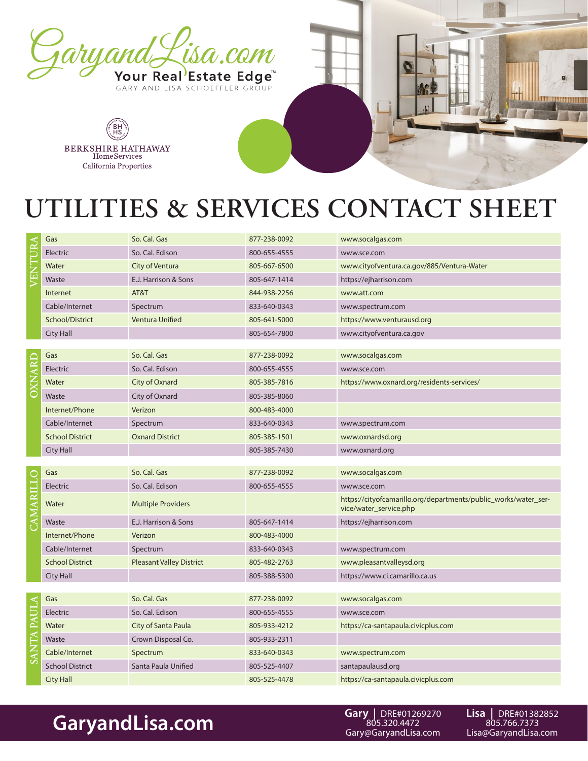GaryandLisa.com
Your Real Estate Edge™
GARY AND LISA SCHOEFFLER GROUP

BERKSHIRE HATHAWAY
HomeServices
California Properties

# UTILITIES & SERVICES CONTACT SHEET

| Area | Service | Provider | Phone | Website |
|---|---|---|---|---|
| VENTURA | Gas | So. Cal. Gas | 877-238-0092 | www.socalgas.com |
| | Electric | So. Cal. Edison | 800-655-4555 | www.sce.com |
| | Water | City of Ventura | 805-667-6500 | www.cityofventura.ca.gov/885/Ventura-Water |
| | Waste | E.J. Harrison & Sons | 805-647-1414 | https://ejharrison.com |
| | Internet | AT&T | 844-938-2256 | www.att.com |
| | Cable/Internet | Spectrum | 833-640-0343 | www.spectrum.com |
| | School/District | Ventura Unified | 805-641-5000 | https://www.venturausd.org |
| | City Hall | | 805-654-7800 | www.cityofventura.ca.gov |
| OXNARD | Gas | So. Cal. Gas | 877-238-0092 | www.socalgas.com |
| | Electric | So. Cal. Edison | 800-655-4555 | www.sce.com |
| | Water | City of Oxnard | 805-385-7816 | https://www.oxnard.org/residents-services/ |
| | Waste | City of Oxnard | 805-385-8060 | |
| | Internet/Phone | Verizon | 800-483-4000 | |
| | Cable/Internet | Spectrum | 833-640-0343 | www.spectrum.com |
| | School District | Oxnard District | 805-385-1501 | www.oxnardsd.org |
| | City Hall | | 805-385-7430 | www.oxnard.org |
| CAMARILLO | Gas | So. Cal. Gas | 877-238-0092 | www.socalgas.com |
| | Electric | So. Cal. Edison | 800-655-4555 | www.sce.com |
| | Water | Multiple Providers | | https://cityofcamarillo.org/departments/public_works/water_service/water_service.php |
| | Waste | E.J. Harrison & Sons | 805-647-1414 | https://ejharrison.com |
| | Internet/Phone | Verizon | 800-483-4000 | |
| | Cable/Internet | Spectrum | 833-640-0343 | www.spectrum.com |
| | School District | Pleasant Valley District | 805-482-2763 | www.pleasantvalleysd.org |
| | City Hall | | 805-388-5300 | https://www.ci.camarillo.ca.us |
| SANTA PAULA | Gas | So. Cal. Gas | 877-238-0092 | www.socalgas.com |
| | Electric | So. Cal. Edison | 800-655-4555 | www.sce.com |
| | Water | City of Santa Paula | 805-933-4212 | https://ca-santapaula.civicplus.com |
| | Waste | Crown Disposal Co. | 805-933-2311 | |
| | Cable/Internet | Spectrum | 833-640-0343 | www.spectrum.com |
| | School District | Santa Paula Unified | 805-525-4407 | santapaulausd.org |
| | City Hall | | 805-525-4478 | https://ca-santapaula.civicplus.com |

**GaryandLisa.com**

**Gary** | DRE#01269270
805.320.4472
Gary@GaryandLisa.com

**Lisa** | DRE#01382852
805.766.7373
Lisa@GaryandLisa.com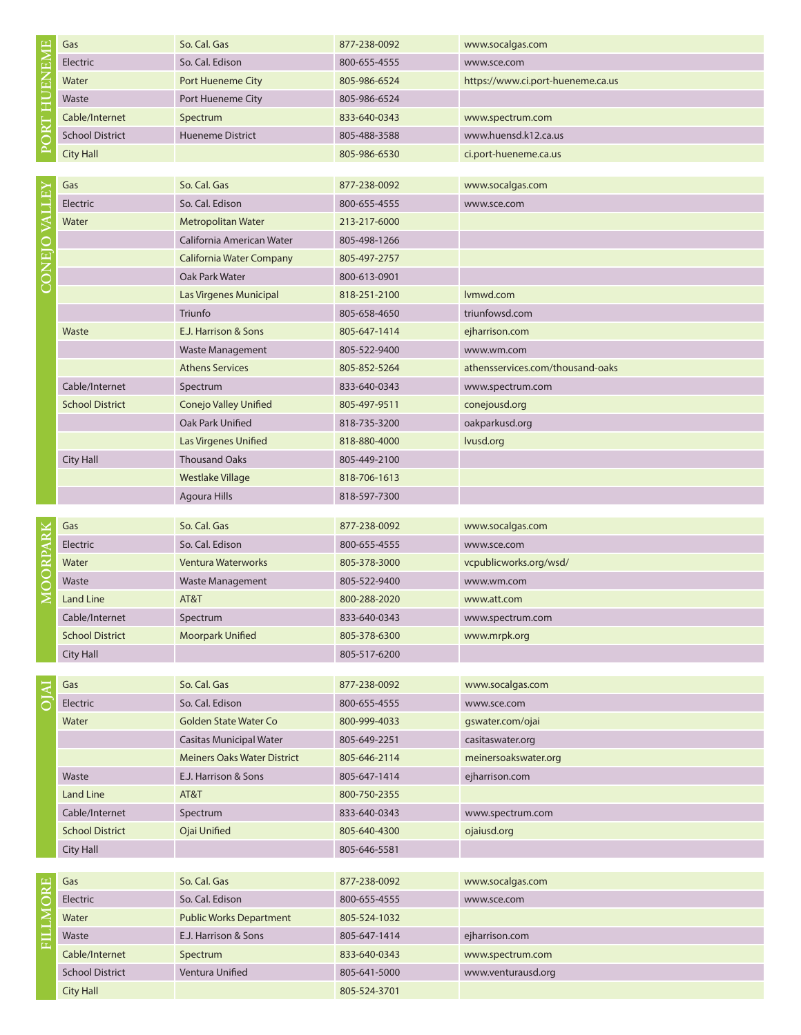## PORT HUENEME

| | | | |
|---|---|---|---|
| Gas | So. Cal. Gas | 877-238-0092 | www.socalgas.com |
| Electric | So. Cal. Edison | 800-655-4555 | www.sce.com |
| Water | Port Hueneme City | 805-986-6524 | https://www.ci.port-hueneme.ca.us |
| Waste | Port Hueneme City | 805-986-6524 | |
| Cable/Internet | Spectrum | 833-640-0343 | www.spectrum.com |
| School District | Hueneme District | 805-488-3588 | www.huensd.k12.ca.us |
| City Hall | | 805-986-6530 | ci.port-hueneme.ca.us |

## CONEJO VALLEY

| | | | |
|---|---|---|---|
| Gas | So. Cal. Gas | 877-238-0092 | www.socalgas.com |
| Electric | So. Cal. Edison | 800-655-4555 | www.sce.com |
| Water | Metropolitan Water | 213-217-6000 | |
| | California American Water | 805-498-1266 | |
| | California Water Company | 805-497-2757 | |
| | Oak Park Water | 800-613-0901 | |
| | Las Virgenes Municipal | 818-251-2100 | lvmwd.com |
| | Triunfo | 805-658-4650 | triunfowsd.com |
| Waste | E.J. Harrison & Sons | 805-647-1414 | ejharrison.com |
| | Waste Management | 805-522-9400 | www.wm.com |
| | Athens Services | 805-852-5264 | athensservices.com/thousand-oaks |
| Cable/Internet | Spectrum | 833-640-0343 | www.spectrum.com |
| School District | Conejo Valley Unified | 805-497-9511 | conejousd.org |
| | Oak Park Unified | 818-735-3200 | oakparkusd.org |
| | Las Virgenes Unified | 818-880-4000 | lvusd.org |
| City Hall | Thousand Oaks | 805-449-2100 | |
| | Westlake Village | 818-706-1613 | |
| | Agoura Hills | 818-597-7300 | |

## MOORPARK

| | | | |
|---|---|---|---|
| Gas | So. Cal. Gas | 877-238-0092 | www.socalgas.com |
| Electric | So. Cal. Edison | 800-655-4555 | www.sce.com |
| Water | Ventura Waterworks | 805-378-3000 | vcpublicworks.org/wsd/ |
| Waste | Waste Management | 805-522-9400 | www.wm.com |
| Land Line | AT&T | 800-288-2020 | www.att.com |
| Cable/Internet | Spectrum | 833-640-0343 | www.spectrum.com |
| School District | Moorpark Unified | 805-378-6300 | www.mrpk.org |
| City Hall | | 805-517-6200 | |

## OJAI

| | | | |
|---|---|---|---|
| Gas | So. Cal. Gas | 877-238-0092 | www.socalgas.com |
| Electric | So. Cal. Edison | 800-655-4555 | www.sce.com |
| Water | Golden State Water Co | 800-999-4033 | gswater.com/ojai |
| | Casitas Municipal Water | 805-649-2251 | casitaswater.org |
| | Meiners Oaks Water District | 805-646-2114 | meinersoakswater.org |
| Waste | E.J. Harrison & Sons | 805-647-1414 | ejharrison.com |
| Land Line | AT&T | 800-750-2355 | |
| Cable/Internet | Spectrum | 833-640-0343 | www.spectrum.com |
| School District | Ojai Unified | 805-640-4300 | ojaiusd.org |
| City Hall | | 805-646-5581 | |

## FILLMORE

| | | | |
|---|---|---|---|
| Gas | So. Cal. Gas | 877-238-0092 | www.socalgas.com |
| Electric | So. Cal. Edison | 800-655-4555 | www.sce.com |
| Water | Public Works Department | 805-524-1032 | |
| Waste | E.J. Harrison & Sons | 805-647-1414 | ejharrison.com |
| Cable/Internet | Spectrum | 833-640-0343 | www.spectrum.com |
| School District | Ventura Unified | 805-641-5000 | www.venturausd.org |
| City Hall | | 805-524-3701 | |